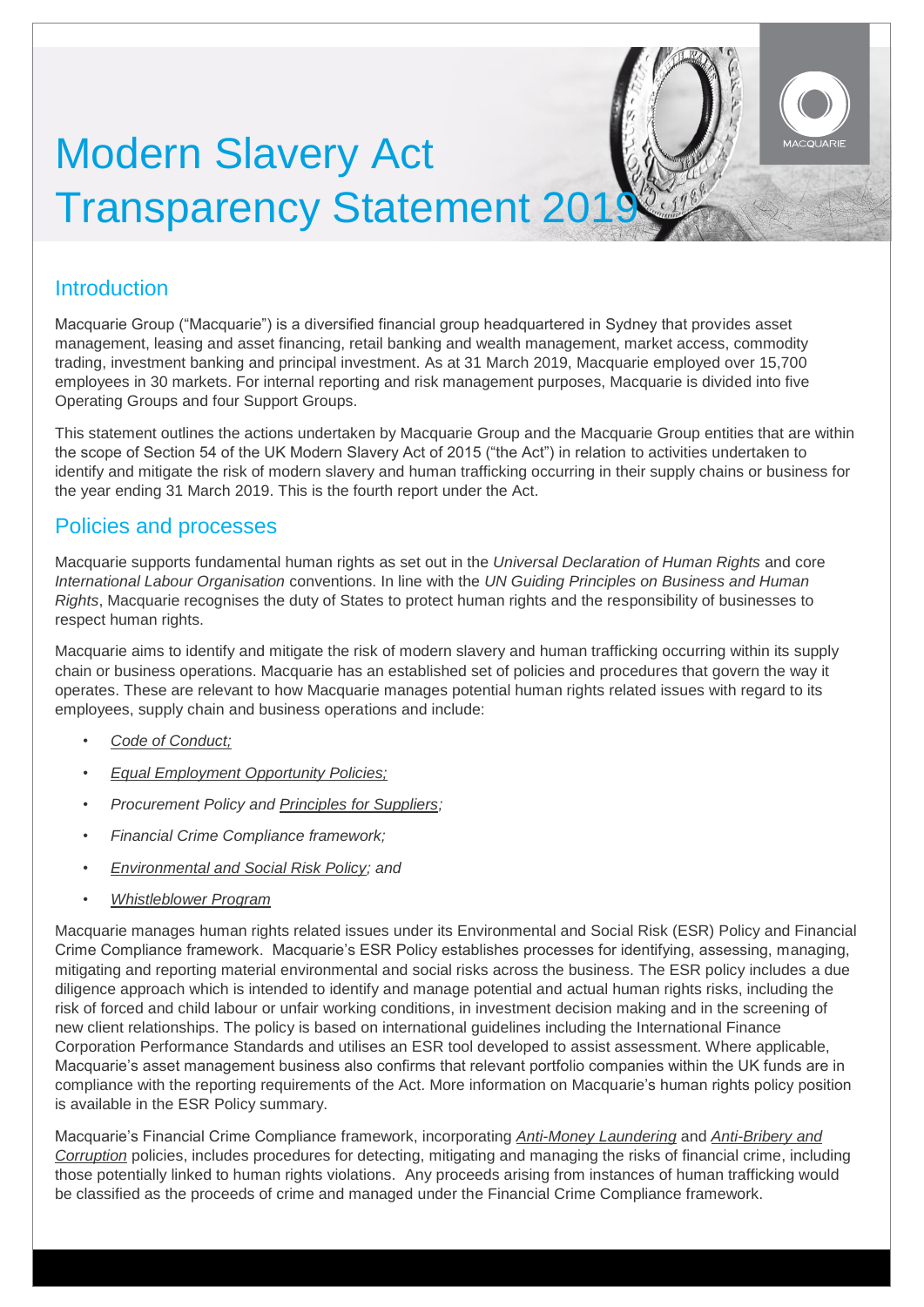# Modern Slavery Act Transparency Statement 2019

## Introduction

Macquarie Group ("Macquarie") is a diversified financial group headquartered in Sydney that provides asset management, leasing and asset financing, retail banking and wealth management, market access, commodity trading, investment banking and principal investment. As at 31 March 2019, Macquarie employed over 15,700 employees in 30 markets. For internal reporting and risk management purposes, Macquarie is divided into five Operating Groups and four Support Groups.

This statement outlines the actions undertaken by Macquarie Group and the Macquarie Group entities that are within the scope of Section 54 of the UK Modern Slavery Act of 2015 ("the Act") in relation to activities undertaken to identify and mitigate the risk of modern slavery and human trafficking occurring in their supply chains or business for the year ending 31 March 2019. This is the fourth report under the Act.

## Policies and processes

Macquarie supports fundamental human rights as set out in the *Universal Declaration of Human Rights* and core *International Labour Organisation* conventions. In line with the *UN Guiding Principles on Business and Human Rights*, Macquarie recognises the duty of States to protect human rights and the responsibility of businesses to respect human rights.

Macquarie aims to identify and mitigate the risk of modern slavery and human trafficking occurring within its supply chain or business operations. Macquarie has an established set of policies and procedures that govern the way it operates. These are relevant to how Macquarie manages potential human rights related issues with regard to its employees, supply chain and business operations and include:

- *Code of Conduct;*
- *Equal Employment Opportunity Policies;*
- *Procurement Policy and Principles for Suppliers;*
- *Financial Crime Compliance framework;*
- *Environmental and Social Risk Policy; and*
- *Whistleblower Program*

Macquarie manages human rights related issues under its Environmental and Social Risk (ESR) Policy and Financial Crime Compliance framework. Macquarie's ESR Policy establishes processes for identifying, assessing, managing, mitigating and reporting material environmental and social risks across the business. The ESR policy includes a due diligence approach which is intended to identify and manage potential and actual human rights risks, including the risk of forced and child labour or unfair working conditions, in investment decision making and in the screening of new client relationships. The policy is based on international guidelines including the International Finance Corporation Performance Standards and utilises an ESR tool developed to assist assessment. Where applicable, Macquarie's asset management business also confirms that relevant portfolio companies within the UK funds are in compliance with the reporting requirements of the Act. More information on Macquarie's human rights policy position is available in the ESR Policy summary.

Macquarie's Financial Crime Compliance framework, incorporating *Anti-Money Laundering* and *Anti-Bribery and Corruption* policies, includes procedures for detecting, mitigating and managing the risks of financial crime, including those potentially linked to human rights violations. Any proceeds arising from instances of human trafficking would be classified as the proceeds of crime and managed under the Financial Crime Compliance framework.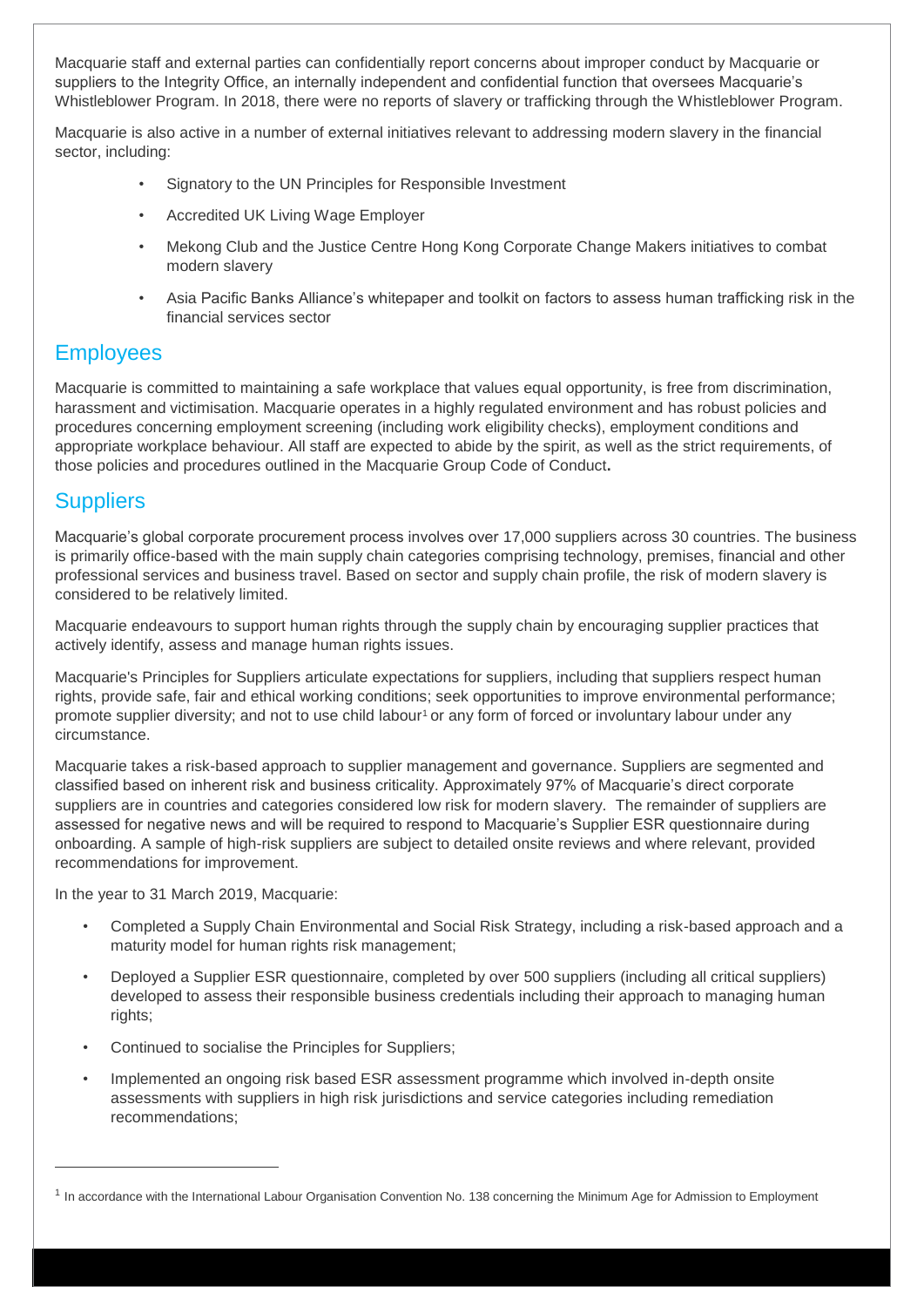Macquarie staff and external parties can confidentially report concerns about improper conduct by Macquarie or suppliers to the Integrity Office, an internally independent and confidential function that oversees Macquarie's Whistleblower Program. In 2018, there were no reports of slavery or trafficking through the Whistleblower Program.

Macquarie is also active in a number of external initiatives relevant to addressing modern slavery in the financial sector, including:

- Signatory to the UN Principles for Responsible Investment
- Accredited UK Living Wage Employer
- Mekong Club and the Justice Centre Hong Kong Corporate Change Makers initiatives to combat modern slavery
- Asia Pacific Banks Alliance's whitepaper and toolkit on factors to assess human trafficking risk in the financial services sector

## Employees

Macquarie is committed to maintaining a safe workplace that values equal opportunity, is free from discrimination, harassment and victimisation. Macquarie operates in a highly regulated environment and has robust policies and procedures concerning employment screening (including work eligibility checks), employment conditions and appropriate workplace behaviour. All staff are expected to abide by the spirit, as well as the strict requirements, of those policies and procedures outlined in the Macquarie Group Code of Conduct**.**

## Suppliers

Macquarie's global corporate procurement process involves over 17,000 suppliers across 30 countries. The business is primarily office-based with the main supply chain categories comprising technology, premises, financial and other professional services and business travel. Based on sector and supply chain profile, the risk of modern slavery is considered to be relatively limited.

Macquarie endeavours to support human rights through the supply chain by encouraging supplier practices that actively identify, assess and manage human rights issues.

Macquarie's Principles for Suppliers articulate expectations for suppliers, including that suppliers respect human rights, provide safe, fair and ethical working conditions; seek opportunities to improve environmental performance; promote supplier diversity; and not to use child labour[1] or any form of forced or involuntary labour under any circumstance.

Macquarie takes a risk-based approach to supplier management and governance. Suppliers are segmented and classified based on inherent risk and business criticality. Approximately 97% of Macquarie's direct corporate suppliers are in countries and categories considered low risk for modern slavery. The remainder of suppliers are assessed for negative news and will be required to respond to Macquarie's Supplier ESR questionnaire during onboarding. A sample of high-risk suppliers are subject to detailed onsite reviews and where relevant, provided recommendations for improvement.

In the year to 31 March 2019, Macquarie:

- Completed a Supply Chain Environmental and Social Risk Strategy, including a risk-based approach and a maturity model for human rights risk management;
- Deployed a Supplier ESR questionnaire, completed by over 500 suppliers (including all critical suppliers) developed to assess their responsible business credentials including their approach to managing human rights;
- Continued to socialise the Principles for Suppliers;
- Implemented an ongoing risk based ESR assessment programme which involved in-depth onsite assessments with suppliers in high risk jurisdictions and service categories including remediation recommendations;

[1] In accordance with the International Labour Organisation Convention No. 138 concerning the Minimum Age for Admission to Employment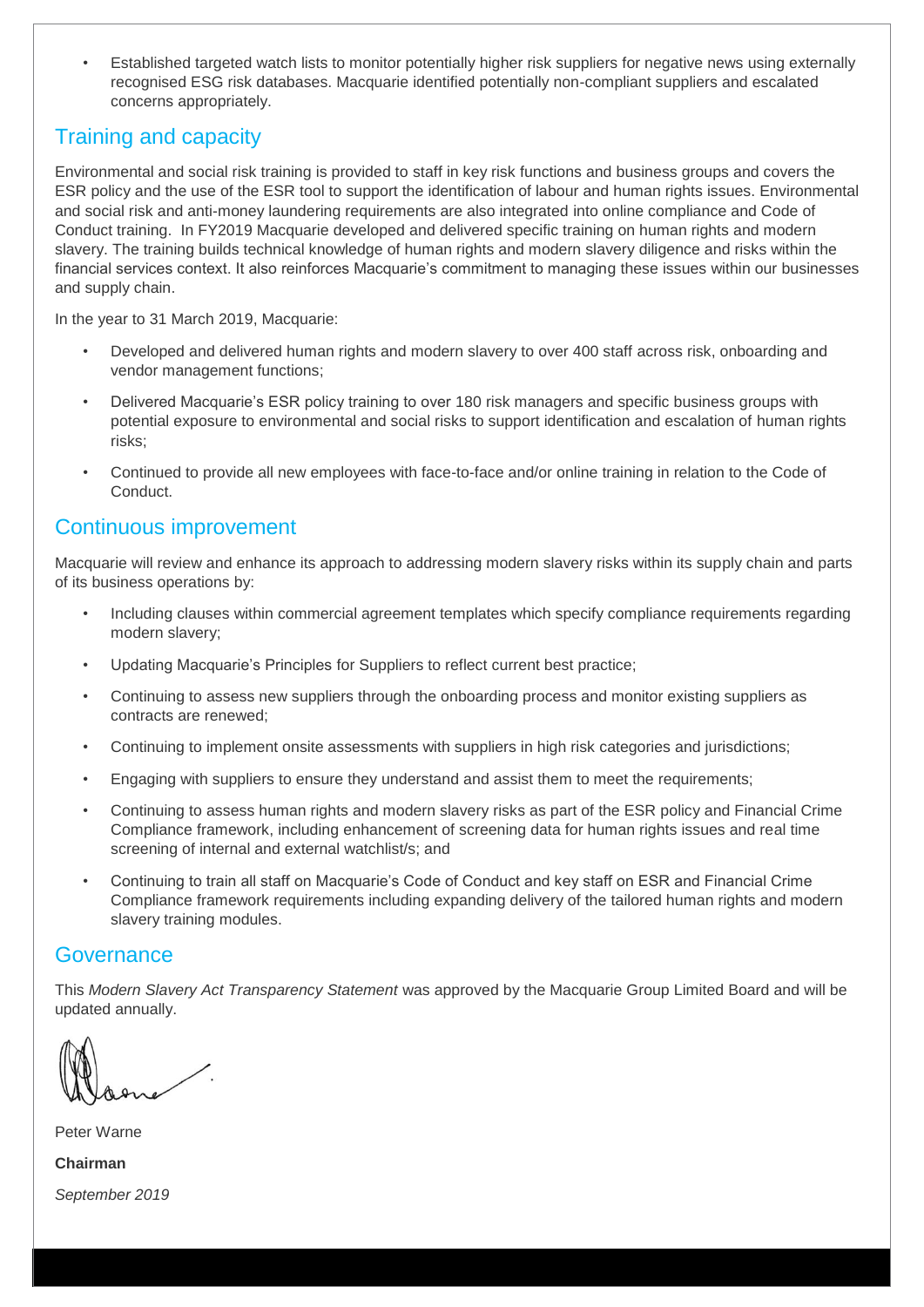- Established targeted watch lists to monitor potentially higher risk suppliers for negative news using externally recognised ESG risk databases. Macquarie identified potentially non-compliant suppliers and escalated concerns appropriately.

## Training and capacity

Environmental and social risk training is provided to staff in key risk functions and business groups and covers the ESR policy and the use of the ESR tool to support the identification of labour and human rights issues. Environmental and social risk and anti-money laundering requirements are also integrated into online compliance and Code of Conduct training. In FY2019 Macquarie developed and delivered specific training on human rights and modern slavery. The training builds technical knowledge of human rights and modern slavery diligence and risks within the financial services context. It also reinforces Macquarie's commitment to managing these issues within our businesses and supply chain.

In the year to 31 March 2019, Macquarie:

- Developed and delivered human rights and modern slavery to over 400 staff across risk, onboarding and vendor management functions;
- Delivered Macquarie's ESR policy training to over 180 risk managers and specific business groups with potential exposure to environmental and social risks to support identification and escalation of human rights risks;
- Continued to provide all new employees with face-to-face and/or online training in relation to the Code of Conduct.

## Continuous improvement

Macquarie will review and enhance its approach to addressing modern slavery risks within its supply chain and parts of its business operations by:

- Including clauses within commercial agreement templates which specify compliance requirements regarding modern slavery;
- Updating Macquarie's Principles for Suppliers to reflect current best practice;
- Continuing to assess new suppliers through the onboarding process and monitor existing suppliers as contracts are renewed;
- Continuing to implement onsite assessments with suppliers in high risk categories and jurisdictions;
- Engaging with suppliers to ensure they understand and assist them to meet the requirements;
- Continuing to assess human rights and modern slavery risks as part of the ESR policy and Financial Crime Compliance framework, including enhancement of screening data for human rights issues and real time screening of internal and external watchlist/s; and
- Continuing to train all staff on Macquarie's Code of Conduct and key staff on ESR and Financial Crime Compliance framework requirements including expanding delivery of the tailored human rights and modern slavery training modules.

## Governance

This *Modern Slavery Act Transparency Statement* was approved by the Macquarie Group Limited Board and will be updated annually.

Peter Warne

**Chairman**

*September 2019*